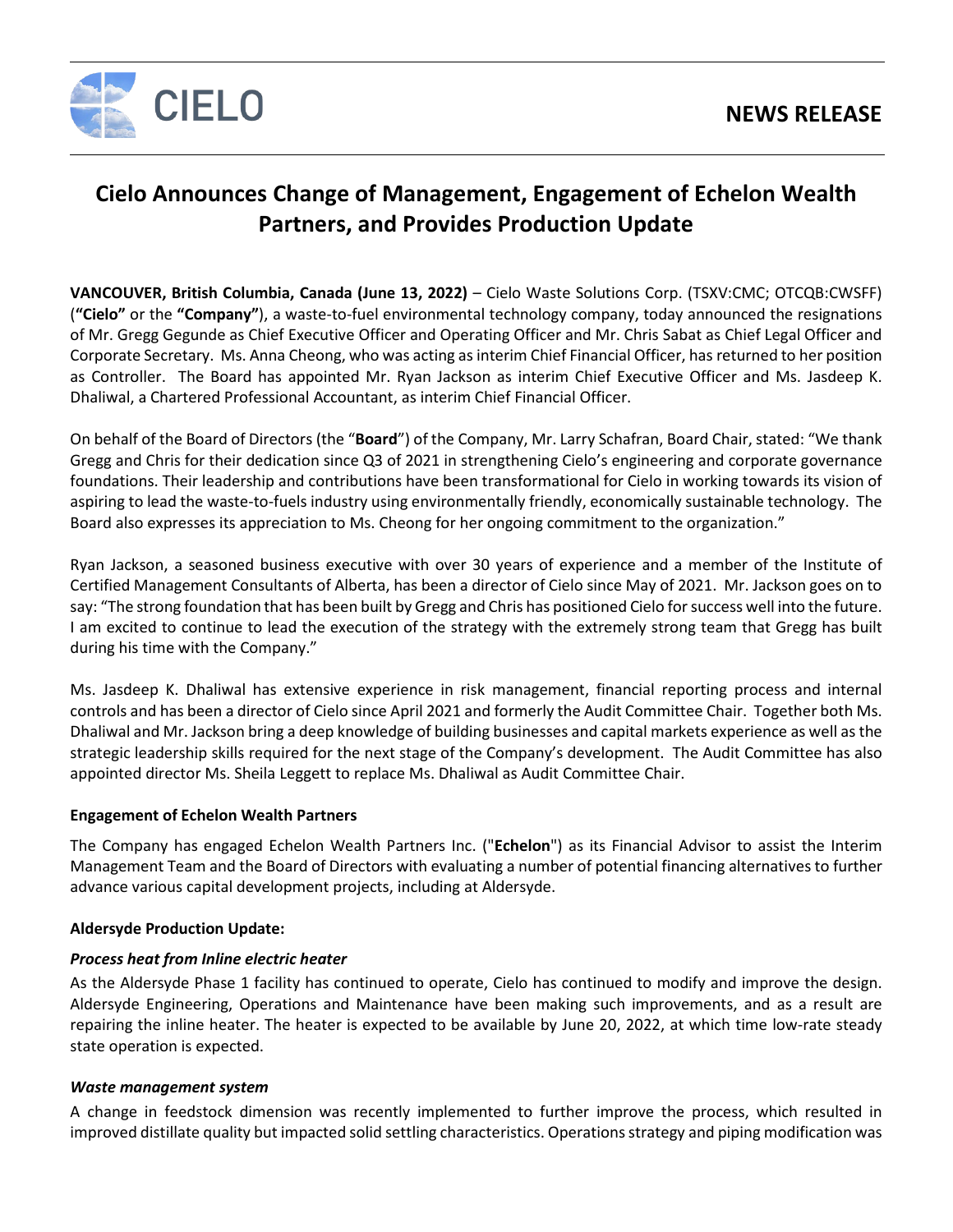CIELO

NEWS RELEASE

# Cielo Announces Change of Management, Engagement of Echelon Wealth Partners, and Provides Production Update

**VANCOUVER, British Columbia, Canada (June 13, 2022)** – Cielo Waste Solutions Corp. (TSXV:CMC; OTCQB:CWSFF) (**"Cielo"** or the **"Company"**), a waste-to-fuel environmental technology company, today announced the resignations of Mr. Gregg Gegunde as Chief Executive Officer and Operating Officer and Mr. Chris Sabat as Chief Legal Officer and Corporate Secretary. Ms. Anna Cheong, who was acting as interim Chief Financial Officer, has returned to her position as Controller. The Board has appointed Mr. Ryan Jackson as interim Chief Executive Officer and Ms. Jasdeep K. Dhaliwal, a Chartered Professional Accountant, as interim Chief Financial Officer.

On behalf of the Board of Directors (the "**Board**") of the Company, Mr. Larry Schafran, Board Chair, stated: "We thank Gregg and Chris for their dedication since Q3 of 2021 in strengthening Cielo's engineering and corporate governance foundations. Their leadership and contributions have been transformational for Cielo in working towards its vision of aspiring to lead the waste-to-fuels industry using environmentally friendly, economically sustainable technology. The Board also expresses its appreciation to Ms. Cheong for her ongoing commitment to the organization."

Ryan Jackson, a seasoned business executive with over 30 years of experience and a member of the Institute of Certified Management Consultants of Alberta, has been a director of Cielo since May of 2021. Mr. Jackson goes on to say: "The strong foundation that has been built by Gregg and Chris has positioned Cielo for success well into the future. I am excited to continue to lead the execution of the strategy with the extremely strong team that Gregg has built during his time with the Company."

Ms. Jasdeep K. Dhaliwal has extensive experience in risk management, financial reporting process and internal controls and has been a director of Cielo since April 2021 and formerly the Audit Committee Chair. Together both Ms. Dhaliwal and Mr. Jackson bring a deep knowledge of building businesses and capital markets experience as well as the strategic leadership skills required for the next stage of the Company's development. The Audit Committee has also appointed director Ms. Sheila Leggett to replace Ms. Dhaliwal as Audit Committee Chair.

**Engagement of Echelon Wealth Partners**

The Company has engaged Echelon Wealth Partners Inc. ("**Echelon**") as its Financial Advisor to assist the Interim Management Team and the Board of Directors with evaluating a number of potential financing alternatives to further advance various capital development projects, including at Aldersyde.

**Aldersyde Production Update:**

***Process heat from Inline electric heater***

As the Aldersyde Phase 1 facility has continued to operate, Cielo has continued to modify and improve the design. Aldersyde Engineering, Operations and Maintenance have been making such improvements, and as a result are repairing the inline heater. The heater is expected to be available by June 20, 2022, at which time low-rate steady state operation is expected.

***Waste management system***

A change in feedstock dimension was recently implemented to further improve the process, which resulted in improved distillate quality but impacted solid settling characteristics. Operations strategy and piping modification was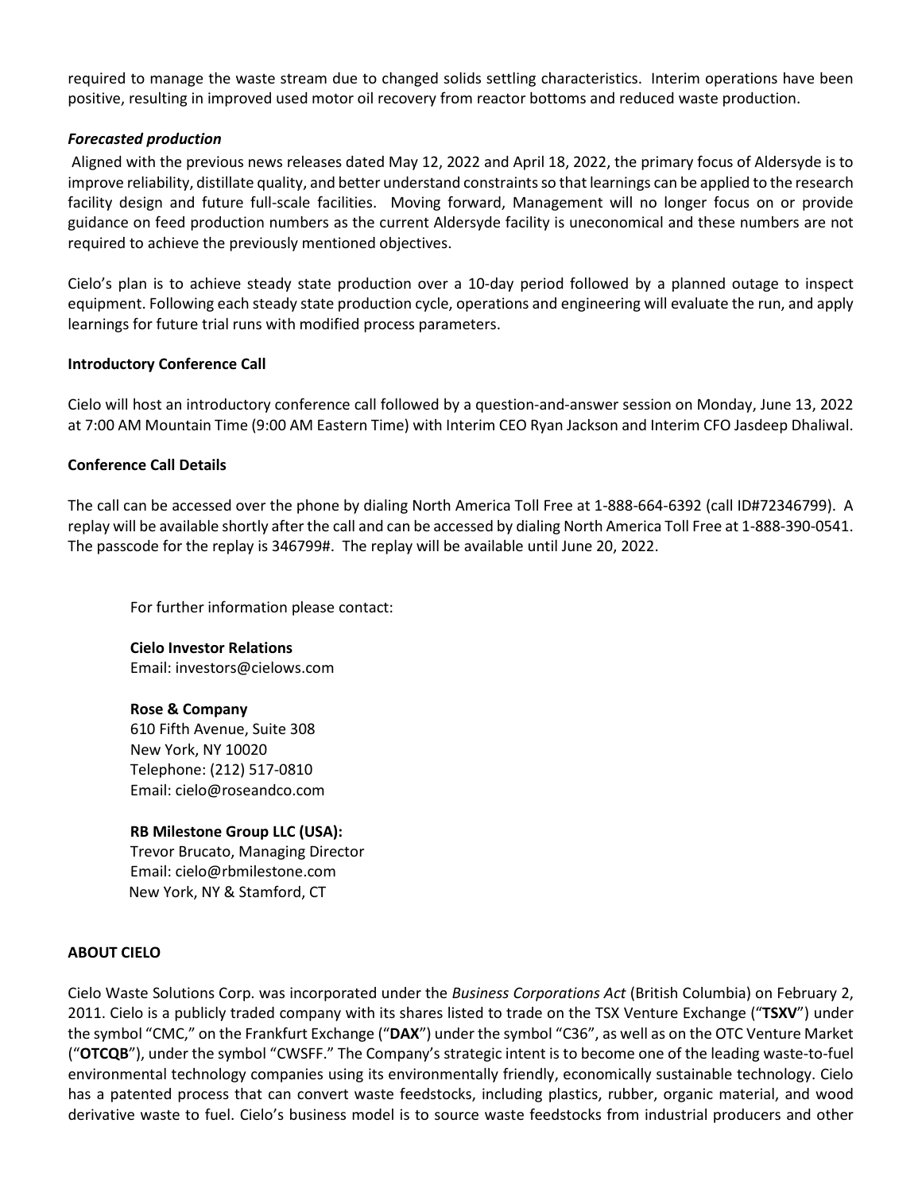required to manage the waste stream due to changed solids settling characteristics. Interim operations have been positive, resulting in improved used motor oil recovery from reactor bottoms and reduced waste production.

***Forecasted production***

Aligned with the previous news releases dated May 12, 2022 and April 18, 2022, the primary focus of Aldersyde is to improve reliability, distillate quality, and better understand constraints so that learnings can be applied to the research facility design and future full-scale facilities. Moving forward, Management will no longer focus on or provide guidance on feed production numbers as the current Aldersyde facility is uneconomical and these numbers are not required to achieve the previously mentioned objectives.

Cielo's plan is to achieve steady state production over a 10-day period followed by a planned outage to inspect equipment. Following each steady state production cycle, operations and engineering will evaluate the run, and apply learnings for future trial runs with modified process parameters.

**Introductory Conference Call**

Cielo will host an introductory conference call followed by a question-and-answer session on Monday, June 13, 2022 at 7:00 AM Mountain Time (9:00 AM Eastern Time) with Interim CEO Ryan Jackson and Interim CFO Jasdeep Dhaliwal.

**Conference Call Details**

The call can be accessed over the phone by dialing North America Toll Free at 1-888-664-6392 (call ID#72346799). A replay will be available shortly after the call and can be accessed by dialing North America Toll Free at 1-888-390-0541. The passcode for the replay is 346799#. The replay will be available until June 20, 2022.

For further information please contact:

**Cielo Investor Relations**
Email: investors@cielows.com

**Rose & Company**
610 Fifth Avenue, Suite 308
New York, NY 10020
Telephone: (212) 517-0810
Email: cielo@roseandco.com

**RB Milestone Group LLC (USA):**
Trevor Brucato, Managing Director
Email: cielo@rbmilestone.com
New York, NY & Stamford, CT

**ABOUT CIELO**

Cielo Waste Solutions Corp. was incorporated under the *Business Corporations Act* (British Columbia) on February 2, 2011. Cielo is a publicly traded company with its shares listed to trade on the TSX Venture Exchange ("**TSXV**") under the symbol "CMC," on the Frankfurt Exchange ("**DAX**") under the symbol "C36", as well as on the OTC Venture Market ("**OTCQB**"), under the symbol "CWSFF." The Company's strategic intent is to become one of the leading waste-to-fuel environmental technology companies using its environmentally friendly, economically sustainable technology. Cielo has a patented process that can convert waste feedstocks, including plastics, rubber, organic material, and wood derivative waste to fuel. Cielo's business model is to source waste feedstocks from industrial producers and other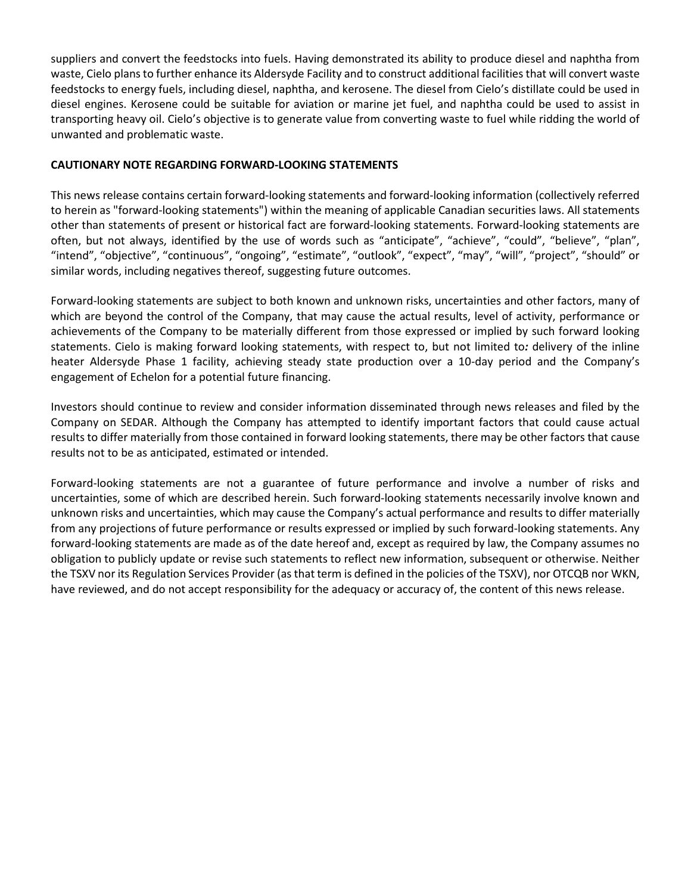suppliers and convert the feedstocks into fuels. Having demonstrated its ability to produce diesel and naphtha from waste, Cielo plans to further enhance its Aldersyde Facility and to construct additional facilities that will convert waste feedstocks to energy fuels, including diesel, naphtha, and kerosene. The diesel from Cielo's distillate could be used in diesel engines. Kerosene could be suitable for aviation or marine jet fuel, and naphtha could be used to assist in transporting heavy oil. Cielo's objective is to generate value from converting waste to fuel while ridding the world of unwanted and problematic waste.

**CAUTIONARY NOTE REGARDING FORWARD-LOOKING STATEMENTS**

This news release contains certain forward-looking statements and forward-looking information (collectively referred to herein as "forward-looking statements") within the meaning of applicable Canadian securities laws. All statements other than statements of present or historical fact are forward-looking statements. Forward-looking statements are often, but not always, identified by the use of words such as "anticipate", "achieve", "could", "believe", "plan", "intend", "objective", "continuous", "ongoing", "estimate", "outlook", "expect", "may", "will", "project", "should" or similar words, including negatives thereof, suggesting future outcomes.

Forward-looking statements are subject to both known and unknown risks, uncertainties and other factors, many of which are beyond the control of the Company, that may cause the actual results, level of activity, performance or achievements of the Company to be materially different from those expressed or implied by such forward looking statements. Cielo is making forward looking statements, with respect to, but not limited to*:* delivery of the inline heater Aldersyde Phase 1 facility, achieving steady state production over a 10-day period and the Company's engagement of Echelon for a potential future financing.

Investors should continue to review and consider information disseminated through news releases and filed by the Company on SEDAR. Although the Company has attempted to identify important factors that could cause actual results to differ materially from those contained in forward looking statements, there may be other factors that cause results not to be as anticipated, estimated or intended.

Forward-looking statements are not a guarantee of future performance and involve a number of risks and uncertainties, some of which are described herein. Such forward-looking statements necessarily involve known and unknown risks and uncertainties, which may cause the Company's actual performance and results to differ materially from any projections of future performance or results expressed or implied by such forward-looking statements. Any forward-looking statements are made as of the date hereof and, except as required by law, the Company assumes no obligation to publicly update or revise such statements to reflect new information, subsequent or otherwise. Neither the TSXV nor its Regulation Services Provider (as that term is defined in the policies of the TSXV), nor OTCQB nor WKN, have reviewed, and do not accept responsibility for the adequacy or accuracy of, the content of this news release.